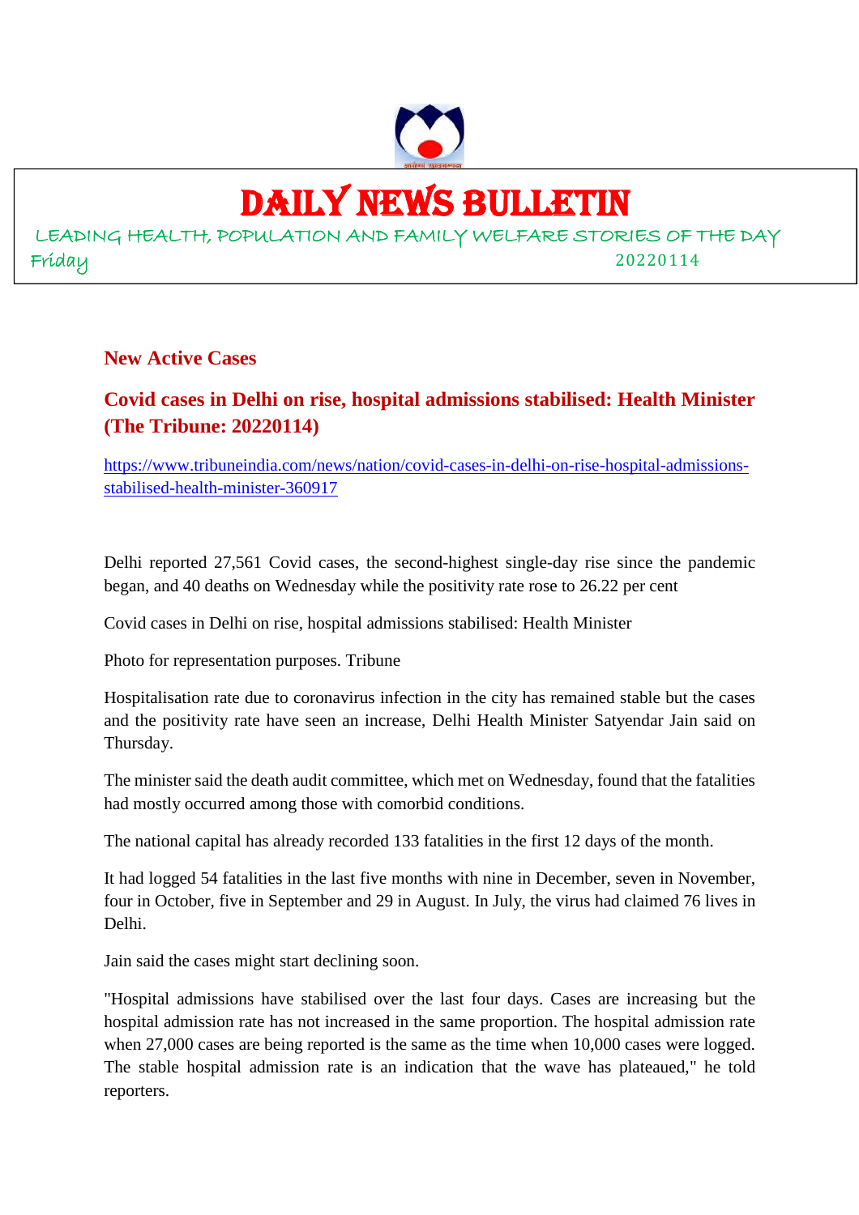# DAILY NEWS BULLETIN

LEADING HEALTH, POPULATION AND FAMILY WELFARE STORIES OF THE DAY

Friday 20220114

## New Active Cases

### Covid cases in Delhi on rise, hospital admissions stabilised: Health Minister (The Tribune: 20220114)

https://www.tribuneindia.com/news/nation/covid-cases-in-delhi-on-rise-hospital-admissions-stabilised-health-minister-360917

Delhi reported 27,561 Covid cases, the second-highest single-day rise since the pandemic began, and 40 deaths on Wednesday while the positivity rate rose to 26.22 per cent

Covid cases in Delhi on rise, hospital admissions stabilised: Health Minister

Photo for representation purposes. Tribune

Hospitalisation rate due to coronavirus infection in the city has remained stable but the cases and the positivity rate have seen an increase, Delhi Health Minister Satyendar Jain said on Thursday.

The minister said the death audit committee, which met on Wednesday, found that the fatalities had mostly occurred among those with comorbid conditions.

The national capital has already recorded 133 fatalities in the first 12 days of the month.

It had logged 54 fatalities in the last five months with nine in December, seven in November, four in October, five in September and 29 in August. In July, the virus had claimed 76 lives in Delhi.

Jain said the cases might start declining soon.

"Hospital admissions have stabilised over the last four days. Cases are increasing but the hospital admission rate has not increased in the same proportion. The hospital admission rate when 27,000 cases are being reported is the same as the time when 10,000 cases were logged. The stable hospital admission rate is an indication that the wave has plateaued," he told reporters.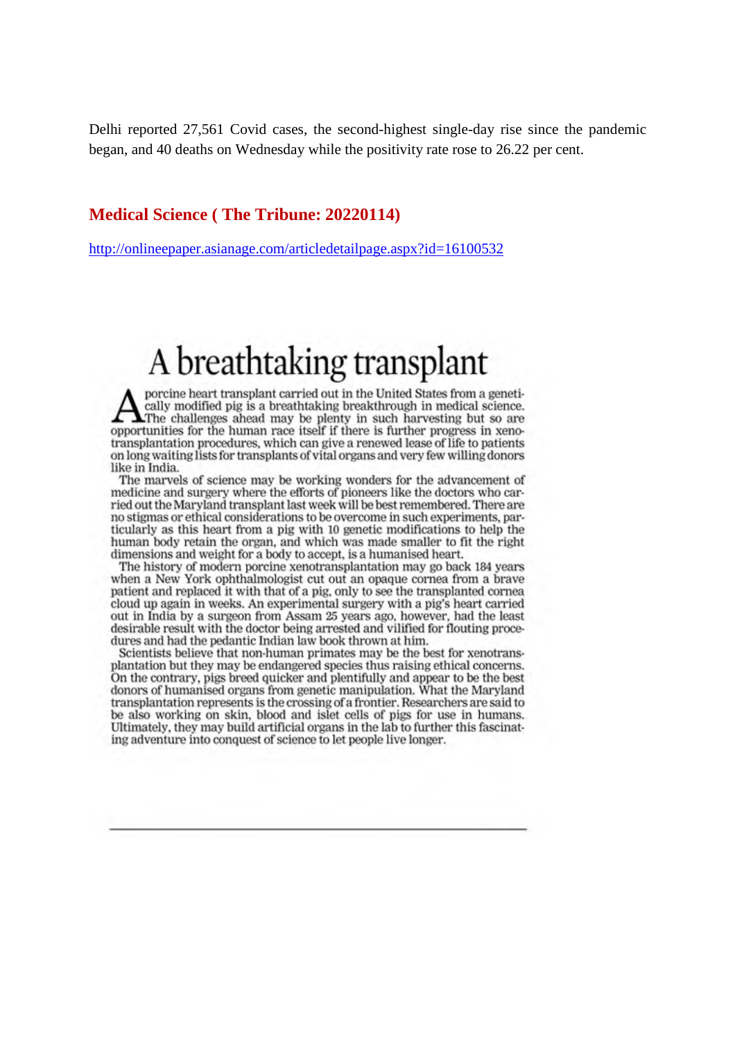Delhi reported 27,561 Covid cases, the second-highest single-day rise since the pandemic began, and 40 deaths on Wednesday while the positivity rate rose to 26.22 per cent.

## Medical Science ( The Tribune: 20220114)

http://onlineepaper.asianage.com/articledetailpage.aspx?id=16100532

# A breathtaking transplant

A porcine heart transplant carried out in the United States from a genetically modified pig is a breathtaking breakthrough in medical science. The challenges ahead may be plenty in such harvesting but so are opportunities for the human race itself if there is further progress in xenotransplantation procedures, which can give a renewed lease of life to patients on long waiting lists for transplants of vital organs and very few willing donors like in India.

The marvels of science may be working wonders for the advancement of medicine and surgery where the efforts of pioneers like the doctors who carried out the Maryland transplant last week will be best remembered. There are no stigmas or ethical considerations to be overcome in such experiments, particularly as this heart from a pig with 10 genetic modifications to help the human body retain the organ, and which was made smaller to fit the right dimensions and weight for a body to accept, is a humanised heart.

The history of modern porcine xenotransplantation may go back 184 years when a New York ophthalmologist cut out an opaque cornea from a brave patient and replaced it with that of a pig, only to see the transplanted cornea cloud up again in weeks. An experimental surgery with a pig's heart carried out in India by a surgeon from Assam 25 years ago, however, had the least desirable result with the doctor being arrested and vilified for flouting procedures and had the pedantic Indian law book thrown at him.

Scientists believe that non-human primates may be the best for xenotransplantation but they may be endangered species thus raising ethical concerns. On the contrary, pigs breed quicker and plentifully and appear to be the best donors of humanised organs from genetic manipulation. What the Maryland transplantation represents is the crossing of a frontier. Researchers are said to be also working on skin, blood and islet cells of pigs for use in humans. Ultimately, they may build artificial organs in the lab to further this fascinating adventure into conquest of science to let people live longer.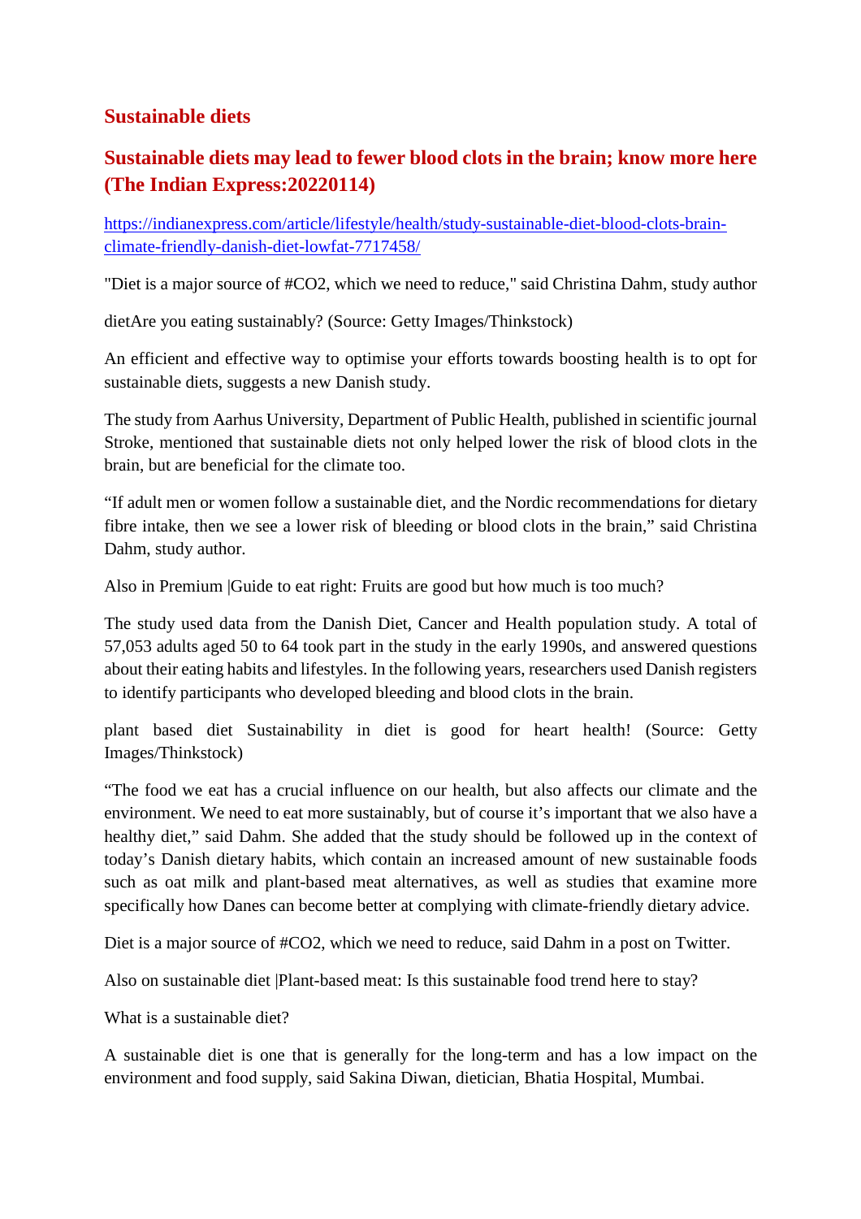## Sustainable diets

## Sustainable diets may lead to fewer blood clots in the brain; know more here (The Indian Express:20220114)

https://indianexpress.com/article/lifestyle/health/study-sustainable-diet-blood-clots-brain-climate-friendly-danish-diet-lowfat-7717458/

"Diet is a major source of #CO2, which we need to reduce," said Christina Dahm, study author

dietAre you eating sustainably? (Source: Getty Images/Thinkstock)

An efficient and effective way to optimise your efforts towards boosting health is to opt for sustainable diets, suggests a new Danish study.

The study from Aarhus University, Department of Public Health, published in scientific journal Stroke, mentioned that sustainable diets not only helped lower the risk of blood clots in the brain, but are beneficial for the climate too.

"If adult men or women follow a sustainable diet, and the Nordic recommendations for dietary fibre intake, then we see a lower risk of bleeding or blood clots in the brain," said Christina Dahm, study author.

Also in Premium |Guide to eat right: Fruits are good but how much is too much?

The study used data from the Danish Diet, Cancer and Health population study. A total of 57,053 adults aged 50 to 64 took part in the study in the early 1990s, and answered questions about their eating habits and lifestyles. In the following years, researchers used Danish registers to identify participants who developed bleeding and blood clots in the brain.

plant based diet Sustainability in diet is good for heart health! (Source: Getty Images/Thinkstock)

"The food we eat has a crucial influence on our health, but also affects our climate and the environment. We need to eat more sustainably, but of course it's important that we also have a healthy diet," said Dahm. She added that the study should be followed up in the context of today's Danish dietary habits, which contain an increased amount of new sustainable foods such as oat milk and plant-based meat alternatives, as well as studies that examine more specifically how Danes can become better at complying with climate-friendly dietary advice.

Diet is a major source of #CO2, which we need to reduce, said Dahm in a post on Twitter.

Also on sustainable diet |Plant-based meat: Is this sustainable food trend here to stay?

What is a sustainable diet?

A sustainable diet is one that is generally for the long-term and has a low impact on the environment and food supply, said Sakina Diwan, dietician, Bhatia Hospital, Mumbai.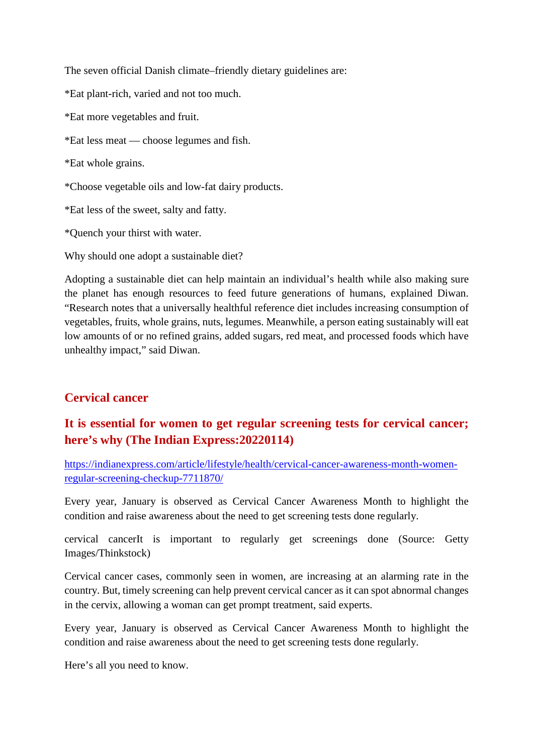The seven official Danish climate–friendly dietary guidelines are:

*Eat plant-rich, varied and not too much.

*Eat more vegetables and fruit.

*Eat less meat — choose legumes and fish.

*Eat whole grains.

*Choose vegetable oils and low-fat dairy products.

*Eat less of the sweet, salty and fatty.

*Quench your thirst with water.

Why should one adopt a sustainable diet?

Adopting a sustainable diet can help maintain an individual's health while also making sure the planet has enough resources to feed future generations of humans, explained Diwan. "Research notes that a universally healthful reference diet includes increasing consumption of vegetables, fruits, whole grains, nuts, legumes. Meanwhile, a person eating sustainably will eat low amounts of or no refined grains, added sugars, red meat, and processed foods which have unhealthy impact," said Diwan.

## Cervical cancer

### It is essential for women to get regular screening tests for cervical cancer; here's why (The Indian Express:20220114)

https://indianexpress.com/article/lifestyle/health/cervical-cancer-awareness-month-women-regular-screening-checkup-7711870/

Every year, January is observed as Cervical Cancer Awareness Month to highlight the condition and raise awareness about the need to get screening tests done regularly.

cervical cancerIt is important to regularly get screenings done (Source: Getty Images/Thinkstock)

Cervical cancer cases, commonly seen in women, are increasing at an alarming rate in the country. But, timely screening can help prevent cervical cancer as it can spot abnormal changes in the cervix, allowing a woman can get prompt treatment, said experts.

Every year, January is observed as Cervical Cancer Awareness Month to highlight the condition and raise awareness about the need to get screening tests done regularly.

Here's all you need to know.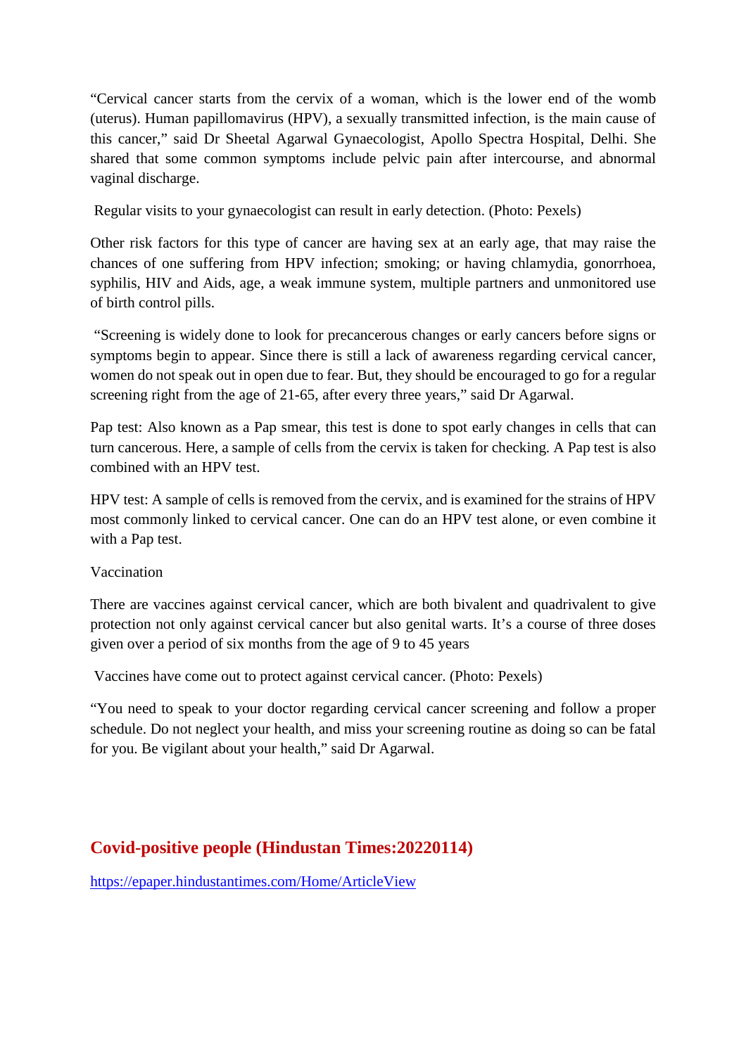"Cervical cancer starts from the cervix of a woman, which is the lower end of the womb (uterus). Human papillomavirus (HPV), a sexually transmitted infection, is the main cause of this cancer," said Dr Sheetal Agarwal Gynaecologist, Apollo Spectra Hospital, Delhi. She shared that some common symptoms include pelvic pain after intercourse, and abnormal vaginal discharge.

Regular visits to your gynaecologist can result in early detection. (Photo: Pexels)

Other risk factors for this type of cancer are having sex at an early age, that may raise the chances of one suffering from HPV infection; smoking; or having chlamydia, gonorrhoea, syphilis, HIV and Aids, age, a weak immune system, multiple partners and unmonitored use of birth control pills.

"Screening is widely done to look for precancerous changes or early cancers before signs or symptoms begin to appear. Since there is still a lack of awareness regarding cervical cancer, women do not speak out in open due to fear. But, they should be encouraged to go for a regular screening right from the age of 21-65, after every three years," said Dr Agarwal.

Pap test: Also known as a Pap smear, this test is done to spot early changes in cells that can turn cancerous. Here, a sample of cells from the cervix is taken for checking. A Pap test is also combined with an HPV test.

HPV test: A sample of cells is removed from the cervix, and is examined for the strains of HPV most commonly linked to cervical cancer. One can do an HPV test alone, or even combine it with a Pap test.

Vaccination

There are vaccines against cervical cancer, which are both bivalent and quadrivalent to give protection not only against cervical cancer but also genital warts. It's a course of three doses given over a period of six months from the age of 9 to 45 years

Vaccines have come out to protect against cervical cancer. (Photo: Pexels)

"You need to speak to your doctor regarding cervical cancer screening and follow a proper schedule. Do not neglect your health, and miss your screening routine as doing so can be fatal for you. Be vigilant about your health," said Dr Agarwal.

## Covid-positive people (Hindustan Times:20220114)

https://epaper.hindustantimes.com/Home/ArticleView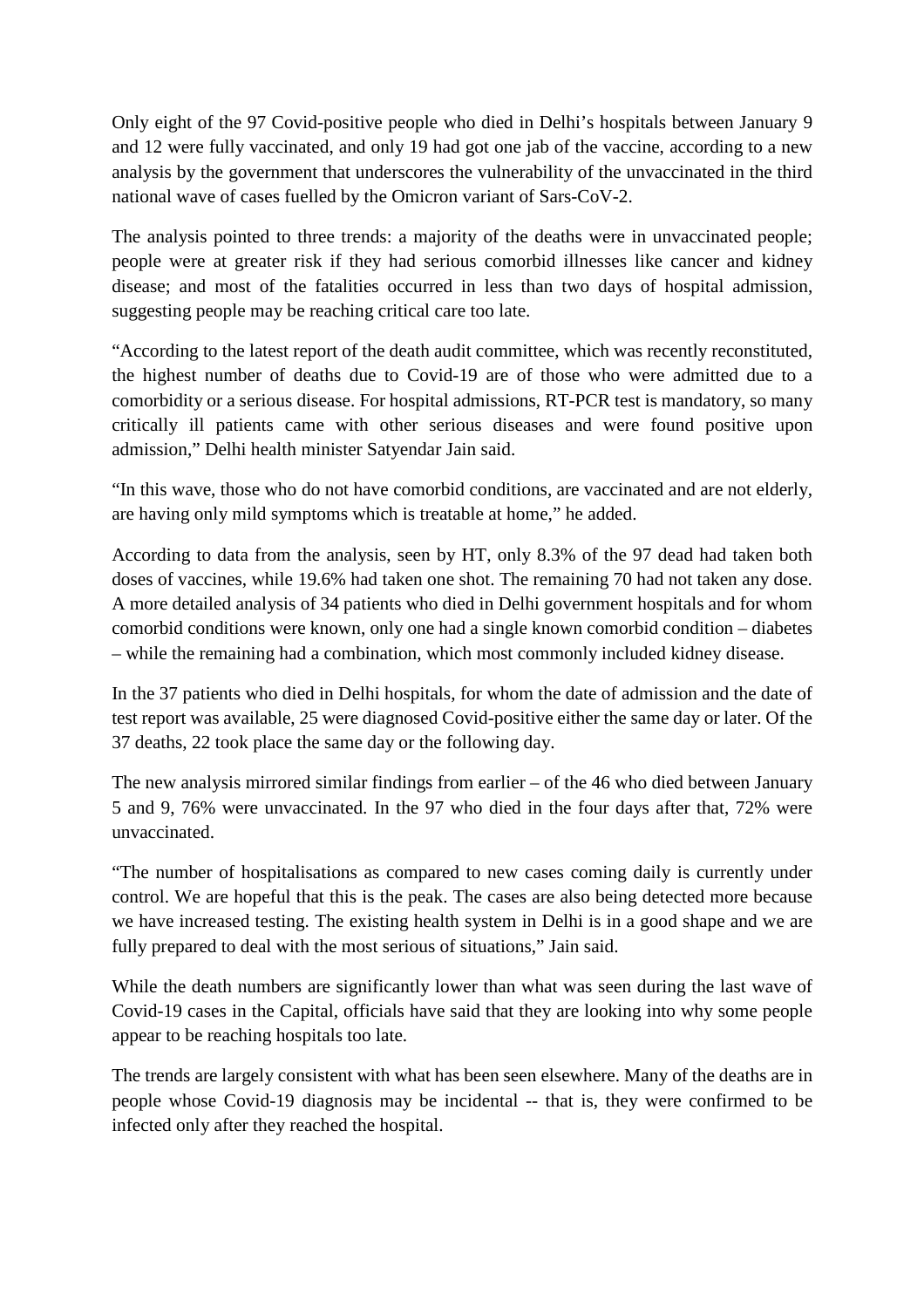Only eight of the 97 Covid-positive people who died in Delhi's hospitals between January 9 and 12 were fully vaccinated, and only 19 had got one jab of the vaccine, according to a new analysis by the government that underscores the vulnerability of the unvaccinated in the third national wave of cases fuelled by the Omicron variant of Sars-CoV-2.

The analysis pointed to three trends: a majority of the deaths were in unvaccinated people; people were at greater risk if they had serious comorbid illnesses like cancer and kidney disease; and most of the fatalities occurred in less than two days of hospital admission, suggesting people may be reaching critical care too late.

"According to the latest report of the death audit committee, which was recently reconstituted, the highest number of deaths due to Covid-19 are of those who were admitted due to a comorbidity or a serious disease. For hospital admissions, RT-PCR test is mandatory, so many critically ill patients came with other serious diseases and were found positive upon admission," Delhi health minister Satyendar Jain said.

"In this wave, those who do not have comorbid conditions, are vaccinated and are not elderly, are having only mild symptoms which is treatable at home," he added.

According to data from the analysis, seen by HT, only 8.3% of the 97 dead had taken both doses of vaccines, while 19.6% had taken one shot. The remaining 70 had not taken any dose. A more detailed analysis of 34 patients who died in Delhi government hospitals and for whom comorbid conditions were known, only one had a single known comorbid condition – diabetes – while the remaining had a combination, which most commonly included kidney disease.

In the 37 patients who died in Delhi hospitals, for whom the date of admission and the date of test report was available, 25 were diagnosed Covid-positive either the same day or later. Of the 37 deaths, 22 took place the same day or the following day.

The new analysis mirrored similar findings from earlier – of the 46 who died between January 5 and 9, 76% were unvaccinated. In the 97 who died in the four days after that, 72% were unvaccinated.

"The number of hospitalisations as compared to new cases coming daily is currently under control. We are hopeful that this is the peak. The cases are also being detected more because we have increased testing. The existing health system in Delhi is in a good shape and we are fully prepared to deal with the most serious of situations," Jain said.

While the death numbers are significantly lower than what was seen during the last wave of Covid-19 cases in the Capital, officials have said that they are looking into why some people appear to be reaching hospitals too late.

The trends are largely consistent with what has been seen elsewhere. Many of the deaths are in people whose Covid-19 diagnosis may be incidental -- that is, they were confirmed to be infected only after they reached the hospital.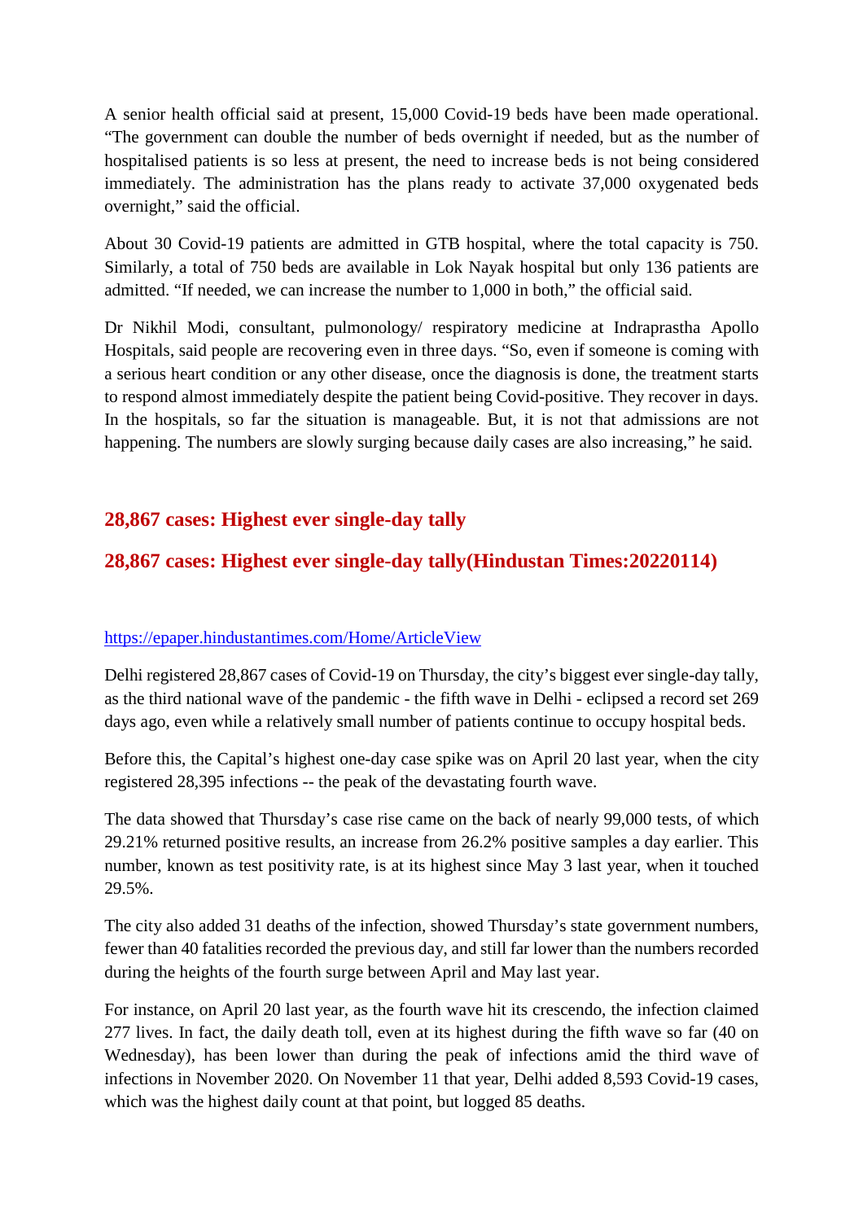A senior health official said at present, 15,000 Covid-19 beds have been made operational. "The government can double the number of beds overnight if needed, but as the number of hospitalised patients is so less at present, the need to increase beds is not being considered immediately. The administration has the plans ready to activate 37,000 oxygenated beds overnight," said the official.

About 30 Covid-19 patients are admitted in GTB hospital, where the total capacity is 750. Similarly, a total of 750 beds are available in Lok Nayak hospital but only 136 patients are admitted. "If needed, we can increase the number to 1,000 in both," the official said.

Dr Nikhil Modi, consultant, pulmonology/ respiratory medicine at Indraprastha Apollo Hospitals, said people are recovering even in three days. "So, even if someone is coming with a serious heart condition or any other disease, once the diagnosis is done, the treatment starts to respond almost immediately despite the patient being Covid-positive. They recover in days. In the hospitals, so far the situation is manageable. But, it is not that admissions are not happening. The numbers are slowly surging because daily cases are also increasing," he said.

## 28,867 cases: Highest ever single-day tally

## 28,867 cases: Highest ever single-day tally(Hindustan Times:20220114)

https://epaper.hindustantimes.com/Home/ArticleView

Delhi registered 28,867 cases of Covid-19 on Thursday, the city's biggest ever single-day tally, as the third national wave of the pandemic - the fifth wave in Delhi - eclipsed a record set 269 days ago, even while a relatively small number of patients continue to occupy hospital beds.

Before this, the Capital's highest one-day case spike was on April 20 last year, when the city registered 28,395 infections -- the peak of the devastating fourth wave.

The data showed that Thursday's case rise came on the back of nearly 99,000 tests, of which 29.21% returned positive results, an increase from 26.2% positive samples a day earlier. This number, known as test positivity rate, is at its highest since May 3 last year, when it touched 29.5%.

The city also added 31 deaths of the infection, showed Thursday's state government numbers, fewer than 40 fatalities recorded the previous day, and still far lower than the numbers recorded during the heights of the fourth surge between April and May last year.

For instance, on April 20 last year, as the fourth wave hit its crescendo, the infection claimed 277 lives. In fact, the daily death toll, even at its highest during the fifth wave so far (40 on Wednesday), has been lower than during the peak of infections amid the third wave of infections in November 2020. On November 11 that year, Delhi added 8,593 Covid-19 cases, which was the highest daily count at that point, but logged 85 deaths.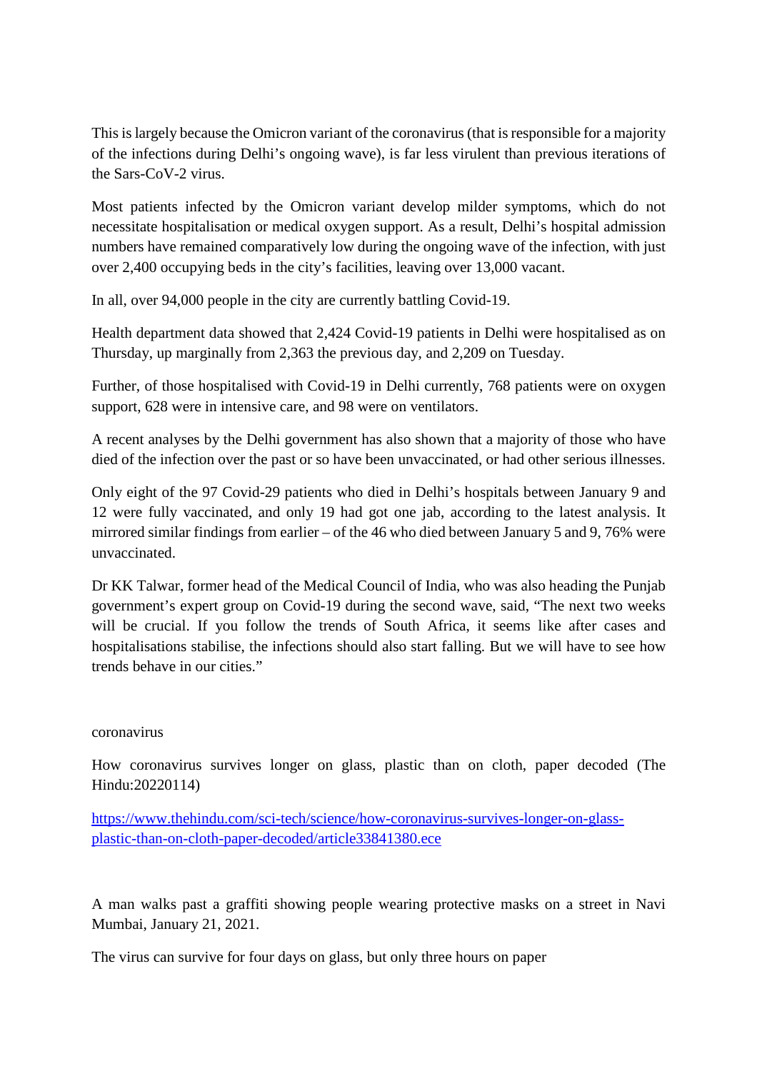This is largely because the Omicron variant of the coronavirus (that is responsible for a majority of the infections during Delhi's ongoing wave), is far less virulent than previous iterations of the Sars-CoV-2 virus.

Most patients infected by the Omicron variant develop milder symptoms, which do not necessitate hospitalisation or medical oxygen support. As a result, Delhi's hospital admission numbers have remained comparatively low during the ongoing wave of the infection, with just over 2,400 occupying beds in the city's facilities, leaving over 13,000 vacant.

In all, over 94,000 people in the city are currently battling Covid-19.

Health department data showed that 2,424 Covid-19 patients in Delhi were hospitalised as on Thursday, up marginally from 2,363 the previous day, and 2,209 on Tuesday.

Further, of those hospitalised with Covid-19 in Delhi currently, 768 patients were on oxygen support, 628 were in intensive care, and 98 were on ventilators.

A recent analyses by the Delhi government has also shown that a majority of those who have died of the infection over the past or so have been unvaccinated, or had other serious illnesses.

Only eight of the 97 Covid-29 patients who died in Delhi's hospitals between January 9 and 12 were fully vaccinated, and only 19 had got one jab, according to the latest analysis. It mirrored similar findings from earlier – of the 46 who died between January 5 and 9, 76% were unvaccinated.

Dr KK Talwar, former head of the Medical Council of India, who was also heading the Punjab government's expert group on Covid-19 during the second wave, said, "The next two weeks will be crucial. If you follow the trends of South Africa, it seems like after cases and hospitalisations stabilise, the infections should also start falling. But we will have to see how trends behave in our cities."

coronavirus

How coronavirus survives longer on glass, plastic than on cloth, paper decoded (The Hindu:20220114)

https://www.thehindu.com/sci-tech/science/how-coronavirus-survives-longer-on-glass-plastic-than-on-cloth-paper-decoded/article33841380.ece

A man walks past a graffiti showing people wearing protective masks on a street in Navi Mumbai, January 21, 2021.

The virus can survive for four days on glass, but only three hours on paper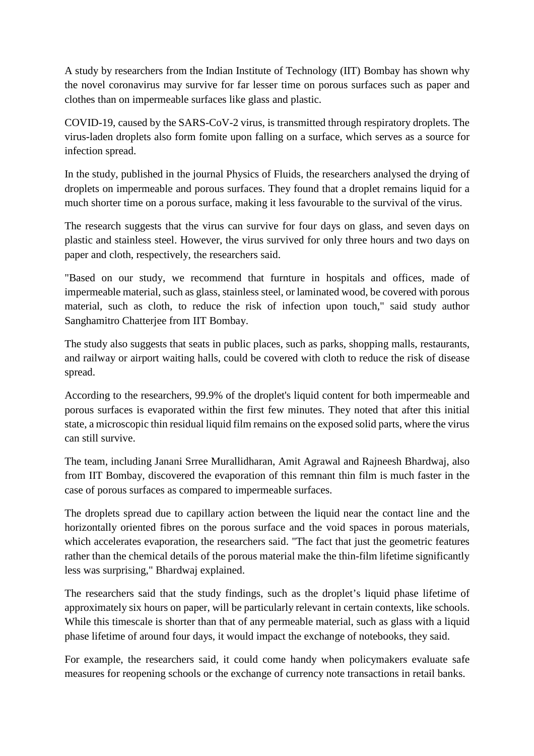A study by researchers from the Indian Institute of Technology (IIT) Bombay has shown why the novel coronavirus may survive for far lesser time on porous surfaces such as paper and clothes than on impermeable surfaces like glass and plastic.

COVID-19, caused by the SARS-CoV-2 virus, is transmitted through respiratory droplets. The virus-laden droplets also form fomite upon falling on a surface, which serves as a source for infection spread.

In the study, published in the journal Physics of Fluids, the researchers analysed the drying of droplets on impermeable and porous surfaces. They found that a droplet remains liquid for a much shorter time on a porous surface, making it less favourable to the survival of the virus.

The research suggests that the virus can survive for four days on glass, and seven days on plastic and stainless steel. However, the virus survived for only three hours and two days on paper and cloth, respectively, the researchers said.

"Based on our study, we recommend that furnture in hospitals and offices, made of impermeable material, such as glass, stainless steel, or laminated wood, be covered with porous material, such as cloth, to reduce the risk of infection upon touch," said study author Sanghamitro Chatterjee from IIT Bombay.

The study also suggests that seats in public places, such as parks, shopping malls, restaurants, and railway or airport waiting halls, could be covered with cloth to reduce the risk of disease spread.

According to the researchers, 99.9% of the droplet's liquid content for both impermeable and porous surfaces is evaporated within the first few minutes. They noted that after this initial state, a microscopic thin residual liquid film remains on the exposed solid parts, where the virus can still survive.

The team, including Janani Srree Murallidharan, Amit Agrawal and Rajneesh Bhardwaj, also from IIT Bombay, discovered the evaporation of this remnant thin film is much faster in the case of porous surfaces as compared to impermeable surfaces.

The droplets spread due to capillary action between the liquid near the contact line and the horizontally oriented fibres on the porous surface and the void spaces in porous materials, which accelerates evaporation, the researchers said. "The fact that just the geometric features rather than the chemical details of the porous material make the thin-film lifetime significantly less was surprising," Bhardwaj explained.

The researchers said that the study findings, such as the droplet's liquid phase lifetime of approximately six hours on paper, will be particularly relevant in certain contexts, like schools. While this timescale is shorter than that of any permeable material, such as glass with a liquid phase lifetime of around four days, it would impact the exchange of notebooks, they said.

For example, the researchers said, it could come handy when policymakers evaluate safe measures for reopening schools or the exchange of currency note transactions in retail banks.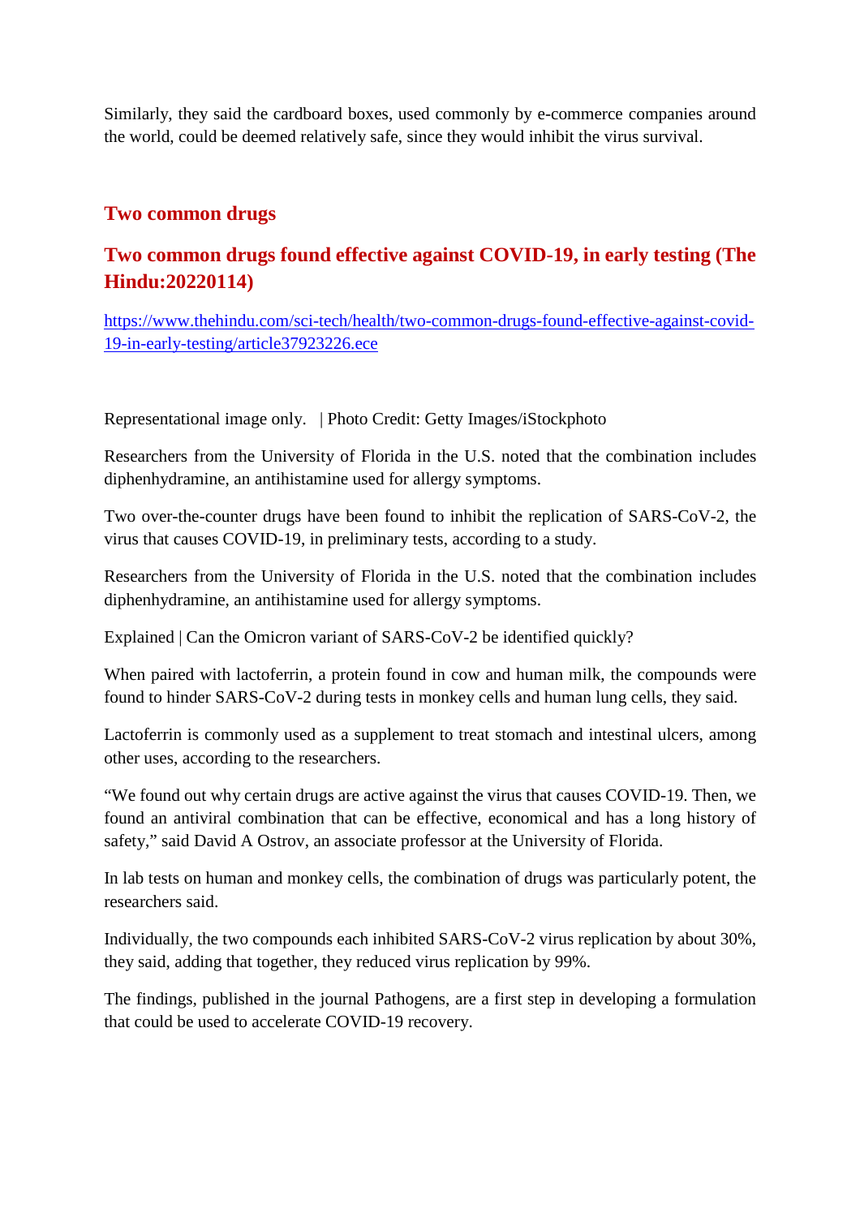Similarly, they said the cardboard boxes, used commonly by e-commerce companies around the world, could be deemed relatively safe, since they would inhibit the virus survival.

## Two common drugs

## Two common drugs found effective against COVID-19, in early testing (The Hindu:20220114)

https://www.thehindu.com/sci-tech/health/two-common-drugs-found-effective-against-covid-19-in-early-testing/article37923226.ece

Representational image only. | Photo Credit: Getty Images/iStockphoto

Researchers from the University of Florida in the U.S. noted that the combination includes diphenhydramine, an antihistamine used for allergy symptoms.

Two over-the-counter drugs have been found to inhibit the replication of SARS-CoV-2, the virus that causes COVID-19, in preliminary tests, according to a study.

Researchers from the University of Florida in the U.S. noted that the combination includes diphenhydramine, an antihistamine used for allergy symptoms.

Explained | Can the Omicron variant of SARS-CoV-2 be identified quickly?

When paired with lactoferrin, a protein found in cow and human milk, the compounds were found to hinder SARS-CoV-2 during tests in monkey cells and human lung cells, they said.

Lactoferrin is commonly used as a supplement to treat stomach and intestinal ulcers, among other uses, according to the researchers.

"We found out why certain drugs are active against the virus that causes COVID-19. Then, we found an antiviral combination that can be effective, economical and has a long history of safety," said David A Ostrov, an associate professor at the University of Florida.

In lab tests on human and monkey cells, the combination of drugs was particularly potent, the researchers said.

Individually, the two compounds each inhibited SARS-CoV-2 virus replication by about 30%, they said, adding that together, they reduced virus replication by 99%.

The findings, published in the journal Pathogens, are a first step in developing a formulation that could be used to accelerate COVID-19 recovery.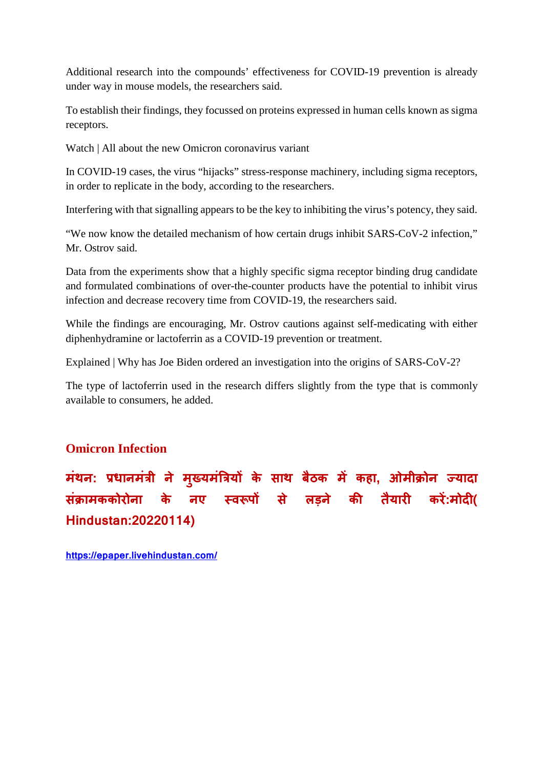Additional research into the compounds' effectiveness for COVID-19 prevention is already under way in mouse models, the researchers said.

To establish their findings, they focussed on proteins expressed in human cells known as sigma receptors.

Watch | All about the new Omicron coronavirus variant

In COVID-19 cases, the virus "hijacks" stress-response machinery, including sigma receptors, in order to replicate in the body, according to the researchers.

Interfering with that signalling appears to be the key to inhibiting the virus's potency, they said.

"We now know the detailed mechanism of how certain drugs inhibit SARS-CoV-2 infection," Mr. Ostrov said.

Data from the experiments show that a highly specific sigma receptor binding drug candidate and formulated combinations of over-the-counter products have the potential to inhibit virus infection and decrease recovery time from COVID-19, the researchers said.

While the findings are encouraging, Mr. Ostrov cautions against self-medicating with either diphenhydramine or lactoferrin as a COVID-19 prevention or treatment.

Explained | Why has Joe Biden ordered an investigation into the origins of SARS-CoV-2?

The type of lactoferrin used in the research differs slightly from the type that is commonly available to consumers, he added.

## Omicron Infection

### मंथन: प्रधानमंत्री ने मुख्यमंत्रियों के साथ बैठक में कहा, ओमीक्रोन ज्यादा संक्रामककोरोना के नए स्वरूपों से लड़ने की तैयारी करें:मोदी( Hindustan:20220114)

https://epaper.livehindustan.com/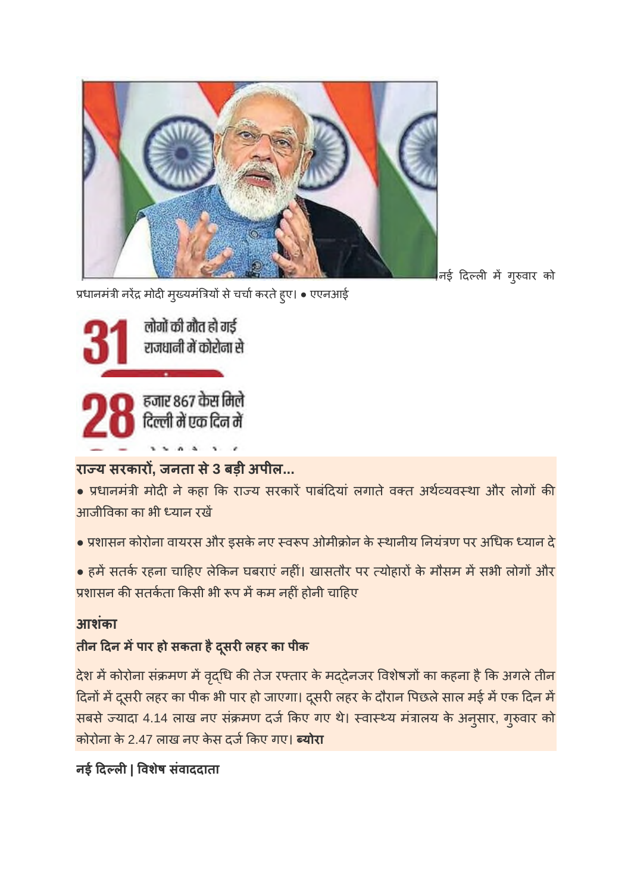नई दिल्ली में गुरुवार को प्रधानमंत्री नरेंद्र मोदी मुख्यमंत्रियों से चर्चा करते हुए। ● एएनआई

**31** लोगों की मौत हो गई राजधानी में कोरोना से

**28** हजार 867 केस मिले दिल्ली में एक दिन में

### राज्य सरकारों, जनता से 3 बड़ी अपील...

● प्रधानमंत्री मोदी ने कहा कि राज्य सरकारें पाबंदियां लगाते वक्त अर्थव्यवस्था और लोगों की आजीविका का भी ध्यान रखें

● प्रशासन कोरोना वायरस और इसके नए स्वरूप ओमीक्रोन के स्थानीय नियंत्रण पर अधिक ध्यान दे

● हमें सतर्क रहना चाहिए लेकिन घबराएं नहीं। खासतौर पर त्योहारों के मौसम में सभी लोगों और प्रशासन की सतर्कता किसी भी रूप में कम नहीं होनी चाहिए

### आशंका

### तीन दिन में पार हो सकता है दूसरी लहर का पीक

देश में कोरोना संक्रमण में वृद्धि की तेज रफ्तार के मद्देनजर विशेषज्ञों का कहना है कि अगले तीन दिनों में दूसरी लहर का पीक भी पार हो जाएगा। दूसरी लहर के दौरान पिछले साल मई में एक दिन में सबसे ज्यादा 4.14 लाख नए संक्रमण दर्ज किए गए थे। स्वास्थ्य मंत्रालय के अनुसार, गुरुवार को कोरोना के 2.47 लाख नए केस दर्ज किए गए। **ब्योरा**

**नई दिल्ली | विशेष संवाददाता**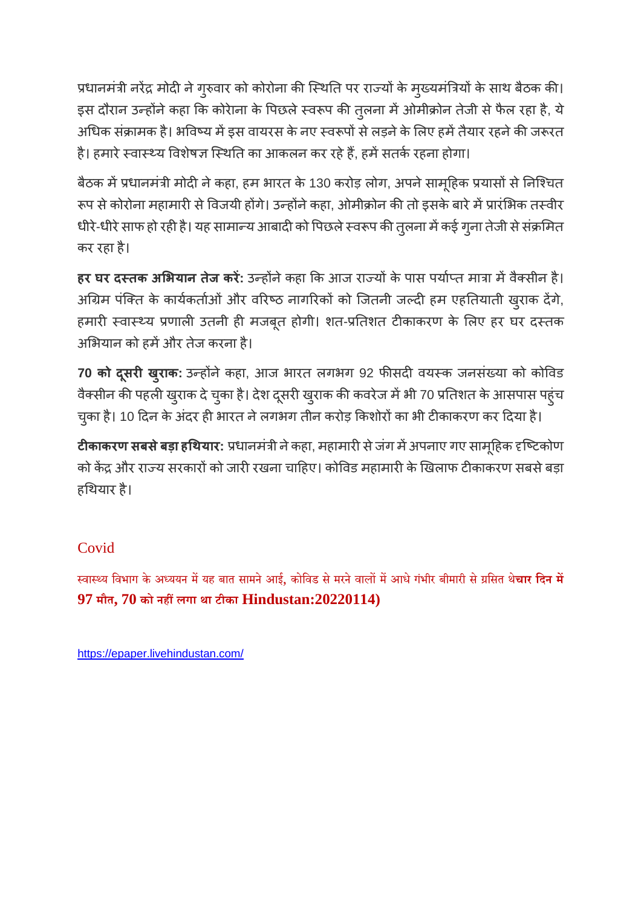प्रधानमंत्री नरेंद्र मोदी ने गुरुवार को कोरोना की स्थिति पर राज्यों के मुख्यमंत्रियों के साथ बैठक की। इस दौरान उन्होंने कहा कि कोरेाना के पिछले स्वरूप की तुलना में ओमीक्रोन तेजी से फैल रहा है, ये अधिक संक्रामक है। भविष्य में इस वायरस के नए स्वरूपों से लड़ने के लिए हमें तैयार रहने की जरूरत है। हमारे स्वास्थ्य विशेषज्ञ स्थिति का आकलन कर रहे हैं, हमें सतर्क रहना होगा।

बैठक में प्रधानमंत्री मोदी ने कहा, हम भारत के 130 करोड़ लोग, अपने सामूहिक प्रयासों से निश्चित रूप से कोरोना महामारी से विजयी होंगे। उन्होंने कहा, ओमीक्रोन की तो इसके बारे में प्रारंभिक तस्वीर धीरे-धीरे साफ हो रही है। यह सामान्य आबादी को पिछले स्वरूप की तुलना में कई गुना तेजी से संक्रमित कर रहा है।

**हर घर दस्तक अभियान तेज करें:** उन्होंने कहा कि आज राज्यों के पास पर्याप्त मात्रा में वैक्सीन है। अग्रिम पंक्ति के कार्यकर्ताओं और वरिष्ठ नागरिकों को जितनी जल्दी हम एहतियाती खुराक देंगे, हमारी स्वास्थ्य प्रणाली उतनी ही मजबूत होगी। शत-प्रतिशत टीकाकरण के लिए हर घर दस्तक अभियान को हमें और तेज करना है।

**70 को दूसरी खुराक:** उन्होंने कहा, आज भारत लगभग 92 फीसदी वयस्क जनसंख्या को कोविड वैक्सीन की पहली खुराक दे चुका है। देश दूसरी खुराक की कवरेज में भी 70 प्रतिशत के आसपास पहुंच चुका है। 10 दिन के अंदर ही भारत ने लगभग तीन करोड़ किशोरों का भी टीकाकरण कर दिया है।

**टीकाकरण सबसे बड़ा हथियार:** प्रधानमंत्री ने कहा, महामारी से जंग में अपनाए गए सामूहिक दृष्टिकोण को केंद्र और राज्य सरकारों को जारी रखना चाहिए। कोविड महामारी के खिलाफ टीकाकरण सबसे बड़ा हथियार है।

Covid

स्वास्थ्य विभाग के अध्ययन में यह बात सामने आई, कोविड से मरने वालों में आधे गंभीर बीमारी से ग्रसित थे**चार दिन में 97 मौत, 70 को नहीं लगा था टीका Hindustan:20220114)**

https://epaper.livehindustan.com/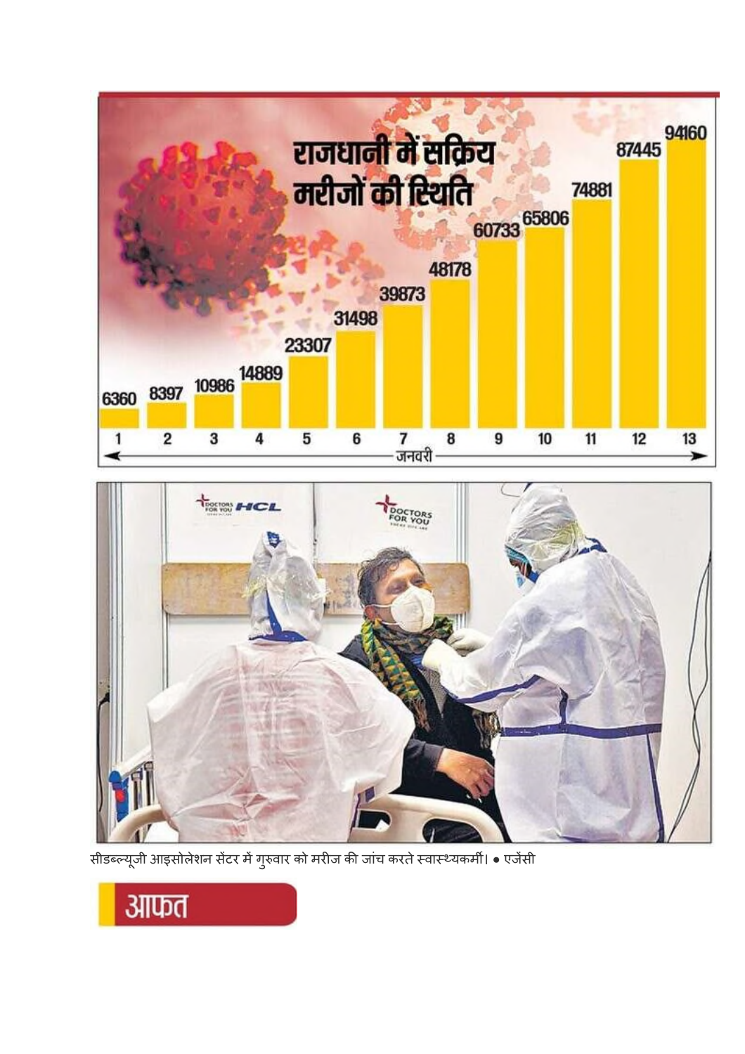## राजधानी में सक्रिय मरीजों की स्थिति

| जनवरी | 1 | 2 | 3 | 4 | 5 | 6 | 7 | 8 | 9 | 10 | 11 | 12 | 13 |
|---|---|---|---|---|---|---|---|---|---|---|---|---|---|
| सक्रिय मरीज | 6360 | 8397 | 10986 | 14889 | 23307 | 31498 | 39873 | 48178 | 60733 | 65806 | 74881 | 87445 | 94160 |

सीडब्ल्यूजी आइसोलेशन सेंटर में गुरुवार को मरीज की जांच करते स्वास्थ्यकर्मी। ● एजेंसी

## आफत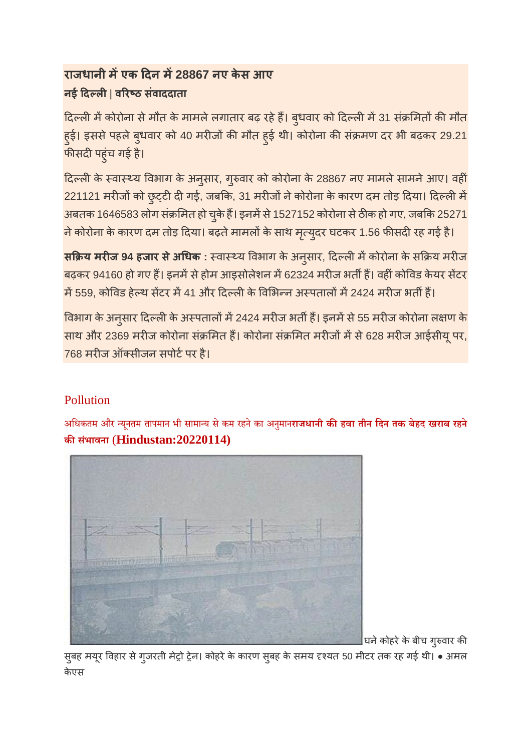## राजधानी में एक दिन में 28867 नए केस आए

**नई दिल्ली | वरिष्ठ संवाददाता**

दिल्ली में कोरोना से मौत के मामले लगातार बढ़ रहे हैं। बुधवार को दिल्ली में 31 संक्रमितों की मौत हुई। इससे पहले बुधवार को 40 मरीजों की मौत हुई थी। कोरोना की संक्रमण दर भी बढ़कर 29.21 फीसदी पहुंच गई है।

दिल्ली के स्वास्थ्य विभाग के अनुसार, गुरुवार को कोरोना के 28867 नए मामले सामने आए। वहीं 221121 मरीजों को छुट्टी दी गई, जबकि, 31 मरीजों ने कोरोना के कारण दम तोड़ दिया। दिल्ली में अबतक 1646583 लोग संक्रमित हो चुके हैं। इनमें से 1527152 कोरोना से ठीक हो गए, जबकि 25271 ने कोरोना के कारण दम तोड़ दिया। बढ़ते मामलों के साथ मृत्युदर घटकर 1.56 फीसदी रह गई है।

**सक्रिय मरीज 94 हजार से अधिक :** स्वास्थ्य विभाग के अनुसार, दिल्ली में कोरोना के सक्रिय मरीज बढ़कर 94160 हो गए हैं। इनमें से होम आइसोलेशन में 62324 मरीज भर्ती हैं। वहीं कोविड केयर सेंटर में 559, कोविड हेल्थ सेंटर में 41 और दिल्ली के विभिन्न अस्पतालों में 2424 मरीज भर्ती हैं।

विभाग के अनुसार दिल्ली के अस्पतालों में 2424 मरीज भर्ती हैं। इनमें से 55 मरीज कोरोना लक्षण के साथ और 2369 मरीज कोरोना संक्रमित हैं। कोरोना संक्रमित मरीजों में से 628 मरीज आईसीयू पर, 768 मरीज ऑक्सीजन सपोर्ट पर है।

## Pollution

अधिकतम और न्यूनतम तापमान भी सामान्य से कम रहने का अनुमान**राजधानी की हवा तीन दिन तक बेहद खराब रहने की संभावना (Hindustan:20220114)**

घने कोहरे के बीच गुरुवार की सुबह मयूर विहार से गुजरती मेट्रो ट्रेन। कोहरे के कारण सुबह के समय दृश्यत 50 मीटर तक रह गई थी। ● अमल केएस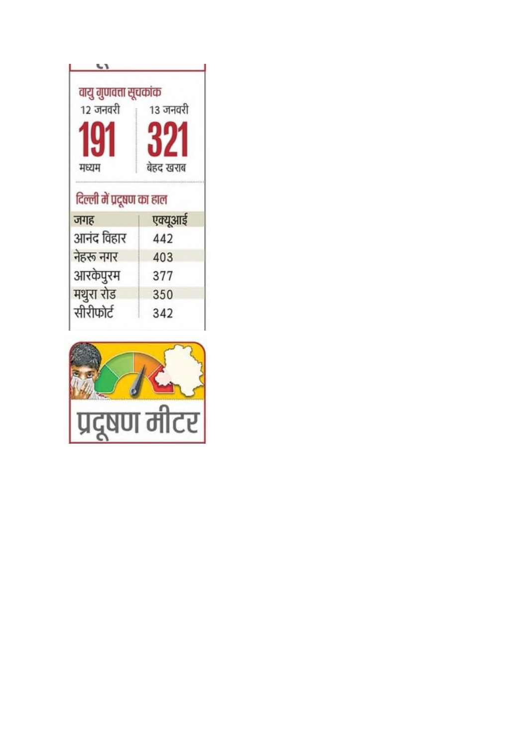## वायु गुणवत्ता सूचकांक

| 12 जनवरी | 13 जनवरी |
|---|---|
| 191 | 321 |
| मध्यम | बेहद खराब |

## दिल्ली में प्रदूषण का हाल

| जगह | एक्यूआई |
|---|---|
| आनंद विहार | 442 |
| नेहरू नगर | 403 |
| आरकेपुरम | 377 |
| मथुरा रोड | 350 |
| सीरीफोर्ट | 342 |

प्रदूषण मीटर